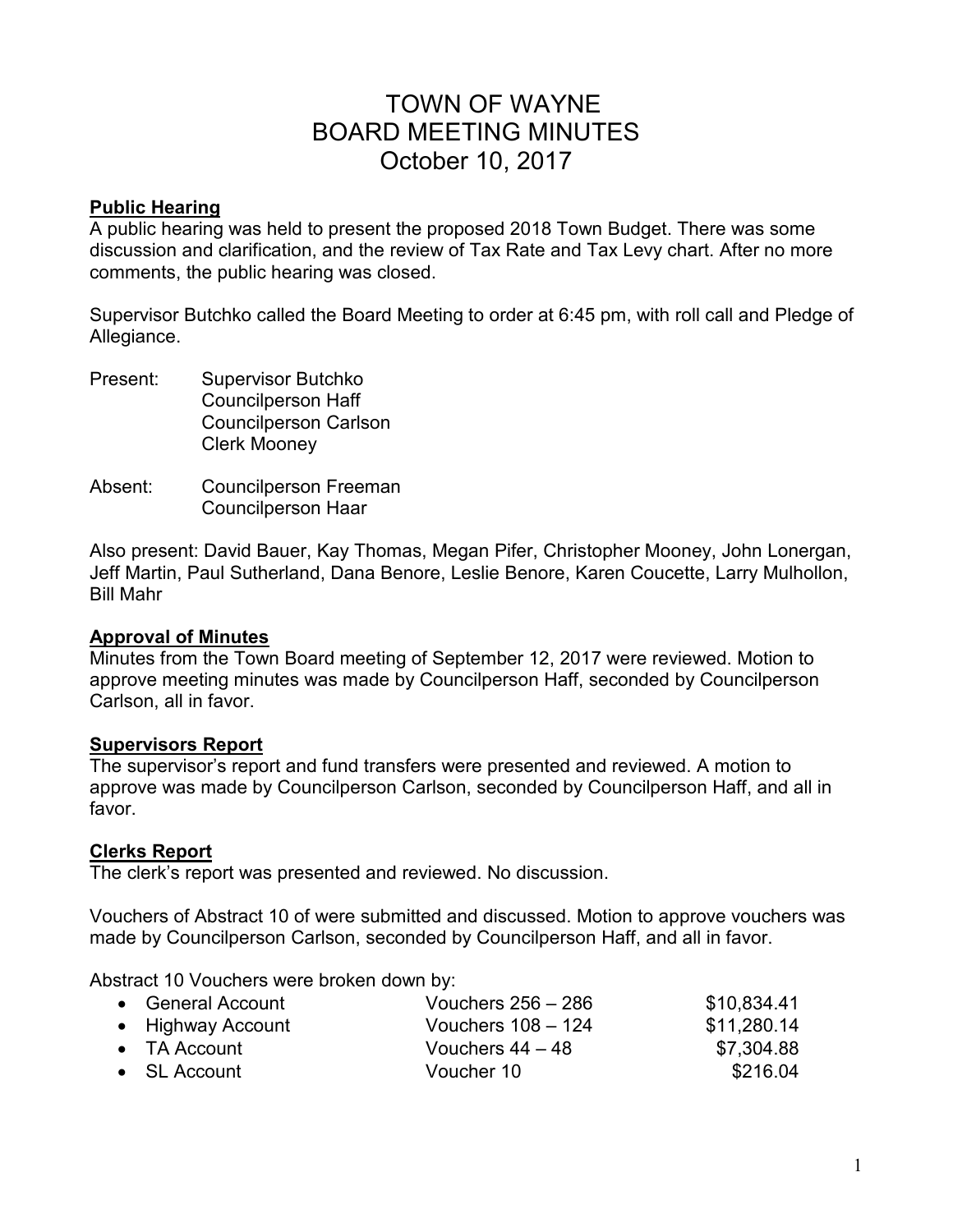# TOWN OF WAYNE
# BOARD MEETING MINUTES
# October 10, 2017

**Public Hearing**

A public hearing was held to present the proposed 2018 Town Budget. There was some discussion and clarification, and the review of Tax Rate and Tax Levy chart. After no more comments, the public hearing was closed.

Supervisor Butchko called the Board Meeting to order at 6:45 pm, with roll call and Pledge of Allegiance.

Present: Supervisor Butchko
Councilperson Haff
Councilperson Carlson
Clerk Mooney

Absent: Councilperson Freeman
Councilperson Haar

Also present: David Bauer, Kay Thomas, Megan Pifer, Christopher Mooney, John Lonergan, Jeff Martin, Paul Sutherland, Dana Benore, Leslie Benore, Karen Coucette, Larry Mulhollon, Bill Mahr

**Approval of Minutes**

Minutes from the Town Board meeting of September 12, 2017 were reviewed. Motion to approve meeting minutes was made by Councilperson Haff, seconded by Councilperson Carlson, all in favor.

**Supervisors Report**

The supervisor's report and fund transfers were presented and reviewed. A motion to approve was made by Councilperson Carlson, seconded by Councilperson Haff, and all in favor.

**Clerks Report**

The clerk's report was presented and reviewed. No discussion.

Vouchers of Abstract 10 of were submitted and discussed. Motion to approve vouchers was made by Councilperson Carlson, seconded by Councilperson Haff, and all in favor.

Abstract 10 Vouchers were broken down by:

- General Account — Vouchers 256 – 286 — $10,834.41
- Highway Account — Vouchers 108 – 124 — $11,280.14
- TA Account — Vouchers 44 – 48 — $7,304.88
- SL Account — Voucher 10 — $216.04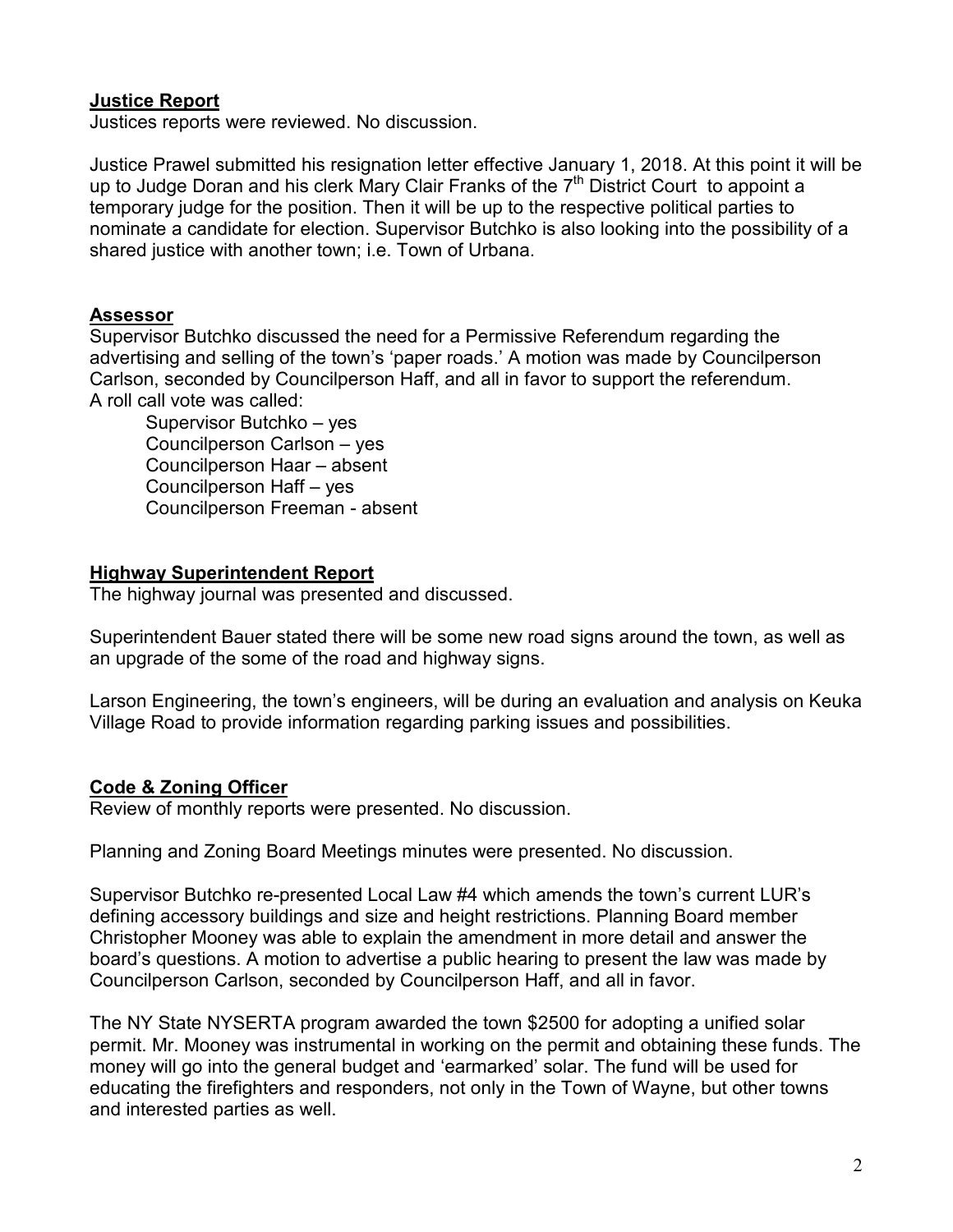## **Justice Report**

Justices reports were reviewed. No discussion.

Justice Prawel submitted his resignation letter effective January 1, 2018. At this point it will be up to Judge Doran and his clerk Mary Clair Franks of the 7th District Court to appoint a temporary judge for the position. Then it will be up to the respective political parties to nominate a candidate for election. Supervisor Butchko is also looking into the possibility of a shared justice with another town; i.e. Town of Urbana.

## **Assessor**

Supervisor Butchko discussed the need for a Permissive Referendum regarding the advertising and selling of the town's 'paper roads.' A motion was made by Councilperson Carlson, seconded by Councilperson Haff, and all in favor to support the referendum. A roll call vote was called:

- Supervisor Butchko – yes
- Councilperson Carlson – yes
- Councilperson Haar – absent
- Councilperson Haff – yes
- Councilperson Freeman - absent

## **Highway Superintendent Report**

The highway journal was presented and discussed.

Superintendent Bauer stated there will be some new road signs around the town, as well as an upgrade of the some of the road and highway signs.

Larson Engineering, the town's engineers, will be during an evaluation and analysis on Keuka Village Road to provide information regarding parking issues and possibilities.

## **Code & Zoning Officer**

Review of monthly reports were presented. No discussion.

Planning and Zoning Board Meetings minutes were presented. No discussion.

Supervisor Butchko re-presented Local Law #4 which amends the town's current LUR's defining accessory buildings and size and height restrictions. Planning Board member Christopher Mooney was able to explain the amendment in more detail and answer the board's questions. A motion to advertise a public hearing to present the law was made by Councilperson Carlson, seconded by Councilperson Haff, and all in favor.

The NY State NYSERTA program awarded the town $2500 for adopting a unified solar permit. Mr. Mooney was instrumental in working on the permit and obtaining these funds. The money will go into the general budget and 'earmarked' solar. The fund will be used for educating the firefighters and responders, not only in the Town of Wayne, but other towns and interested parties as well.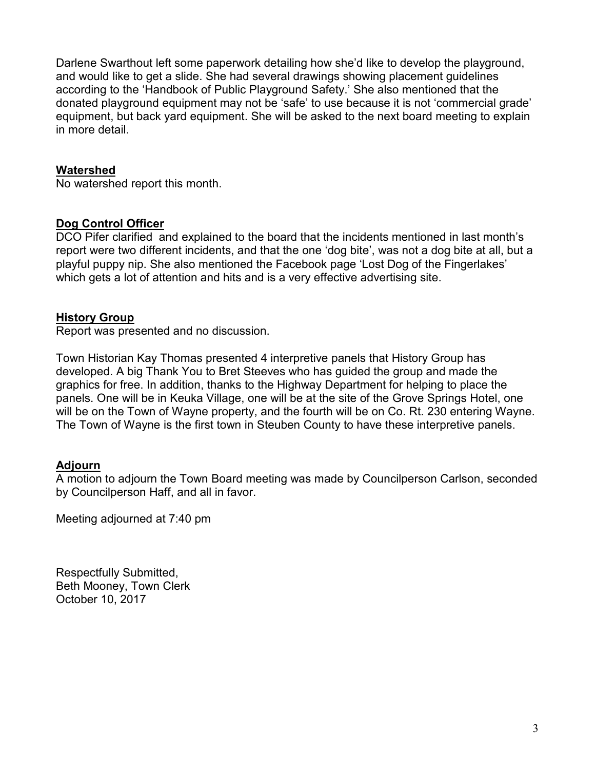Darlene Swarthout left some paperwork detailing how she'd like to develop the playground, and would like to get a slide. She had several drawings showing placement guidelines according to the 'Handbook of Public Playground Safety.' She also mentioned that the donated playground equipment may not be 'safe' to use because it is not 'commercial grade' equipment, but back yard equipment. She will be asked to the next board meeting to explain in more detail.

## Watershed

No watershed report this month.

## Dog Control Officer

DCO Pifer clarified and explained to the board that the incidents mentioned in last month's report were two different incidents, and that the one 'dog bite', was not a dog bite at all, but a playful puppy nip. She also mentioned the Facebook page 'Lost Dog of the Fingerlakes' which gets a lot of attention and hits and is a very effective advertising site.

## History Group

Report was presented and no discussion.

Town Historian Kay Thomas presented 4 interpretive panels that History Group has developed. A big Thank You to Bret Steeves who has guided the group and made the graphics for free. In addition, thanks to the Highway Department for helping to place the panels. One will be in Keuka Village, one will be at the site of the Grove Springs Hotel, one will be on the Town of Wayne property, and the fourth will be on Co. Rt. 230 entering Wayne. The Town of Wayne is the first town in Steuben County to have these interpretive panels.

## Adjourn

A motion to adjourn the Town Board meeting was made by Councilperson Carlson, seconded by Councilperson Haff, and all in favor.

Meeting adjourned at 7:40 pm

Respectfully Submitted,
Beth Mooney, Town Clerk
October 10, 2017